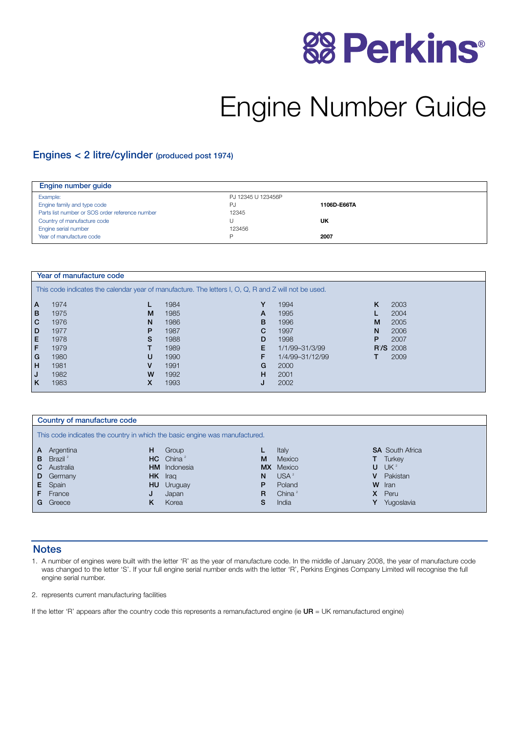Perkins®

# Engine Number Guide

## Engines < 2 litre/cylinder (produced post 1974)

### Engine number guide

| | | |
|---|---|---|
| Example: | PJ 12345 U 123456P | |
| Engine family and type code | PJ | **1106D-E66TA** |
| Parts list number or SOS order reference number | 12345 | |
| Country of manufacture code | U | **UK** |
| Engine serial number | 123456 | |
| Year of manufacture code | P | **2007** |

### Year of manufacture code

This code indicates the calendar year of manufacture. The letters I, O, Q, R and Z will not be used.

| Code | Year | Code | Year | Code | Year | Code | Year |
|---|---|---|---|---|---|---|---|
| **A** | 1974 | **L** | 1984 | **Y** | 1994 | **K** | 2003 |
| **B** | 1975 | **M** | 1985 | **A** | 1995 | **L** | 2004 |
| **C** | 1976 | **N** | 1986 | **B** | 1996 | **M** | 2005 |
| **D** | 1977 | **P** | 1987 | **C** | 1997 | **N** | 2006 |
| **E** | 1978 | **S** | 1988 | **D** | 1998 | **P** | 2007 |
| **F** | 1979 | **T** | 1989 | **E** | 1/1/99–31/3/99 | **R[1]/S** | 2008 |
| **G** | 1980 | **U** | 1990 | **F** | 1/4/99–31/12/99 | **T** | 2009 |
| **H** | 1981 | **V** | 1991 | **G** | 2000 | | |
| **J** | 1982 | **W** | 1992 | **H** | 2001 | | |
| **K** | 1983 | **X** | 1993 | **J** | 2002 | | |

### Country of manufacture code

This code indicates the country in which the basic engine was manufactured.

| Code | Country | Code | Country | Code | Country | Code | Country |
|---|---|---|---|---|---|---|---|
| **A** | Argentina | **H** | Group | **L** | Italy | **SA** | South Africa |
| **B** | Brazil [2] | **HC** | China [2] | **M** | Mexico | **T** | Turkey |
| **C** | Australia | **HM** | Indonesia | **MX** | Mexico | **U** | UK [2] |
| **D** | Germany | **HK** | Iraq | **N** | USA [2] | **V** | Pakistan |
| **E** | Spain | **HU** | Uruguay | **P** | Poland | **W** | Iran |
| **F** | France | **J** | Japan | **R** | China [2] | **X** | Peru |
| **G** | Greece | **K** | Korea | **S** | India | **Y** | Yugoslavia |

## Notes

1. A number of engines were built with the letter 'R' as the year of manufacture code. In the middle of January 2008, the year of manufacture code was changed to the letter 'S'. If your full engine serial number ends with the letter 'R', Perkins Engines Company Limited will recognise the full engine serial number.

2. represents current manufacturing facilities

If the letter 'R' appears after the country code this represents a remanufactured engine (ie **UR** = UK remanufactured engine)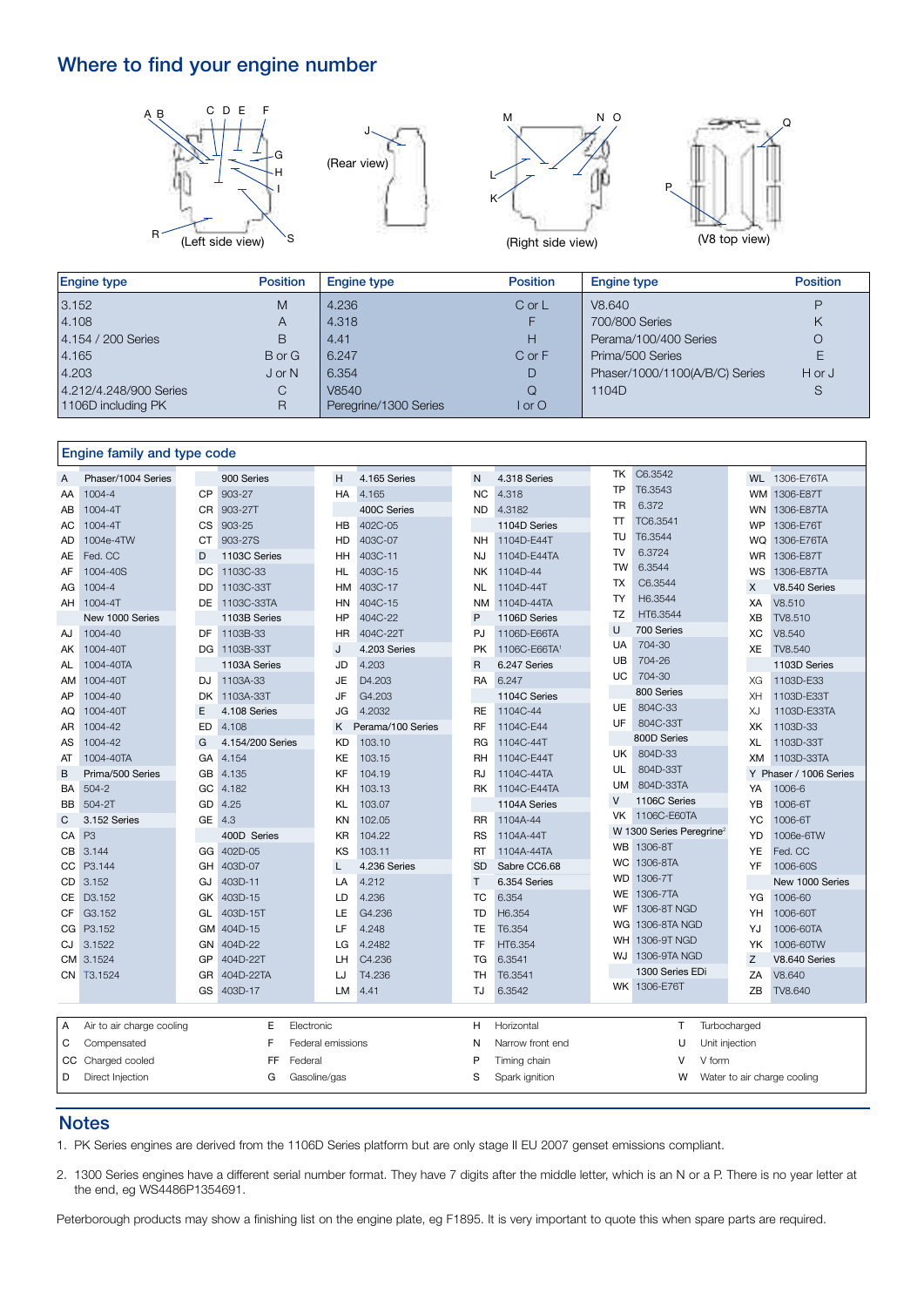# Where to find your engine number

(Left side view) (Rear view) (Right side view) (V8 top view)

| Engine type | Position | Engine type | Position | Engine type | Position |
|---|---|---|---|---|---|
| 3.152 | M | 4.236 | C or L | V8.640 | P |
| 4.108 | A | 4.318 | F | 700/800 Series | K |
| 4.154 / 200 Series | B | 4.41 | H | Perama/100/400 Series | O |
| 4.165 | B or G | 6.247 | C or F | Prima/500 Series | E |
| 4.203 | J or N | 6.354 | D | Phaser/1000/1100(A/B/C) Series | H or J |
| 4.212/4.248/900 Series | C | V8540 | Q | 1104D | S |
| 1106D including PK | R | Peregrine/1300 Series | I or O | | |

## Engine family and type code

| Code | Type | Code | Type | Code | Type | Code | Type | Code | Type | Code | Type |
|---|---|---|---|---|---|---|---|---|---|---|---|
| A | Phaser/1004 Series | | 900 Series | H | 4.165 Series | N | 4.318 Series | TK | C6.3542 | WL | 1306-E76TA |
| AA | 1004-4 | CP | 903-27 | HA | 4.165 | NC | 4.318 | TP | T6.3543 | WM | 1306-E87T |
| AB | 1004-4T | CR | 903-27T | | 400C Series | ND | 4.3182 | TR | 6.372 | WN | 1306-E87TA |
| AC | 1004-4T | CS | 903-25 | HB | 402C-05 | | 1104D Series | TT | TC6.3541 | WP | 1306-E76T |
| AD | 1004e-4TW | CT | 903-27S | HD | 403C-07 | NH | 1104D-E44T | TU | T6.3544 | WQ | 1306-E76TA |
| AE | Fed. CC | D | 1103C Series | HH | 403C-11 | NJ | 1104D-E44TA | TV | 6.3724 | WR | 1306-E87T |
| AF | 1004-40S | DC | 1103C-33 | HL | 403C-15 | NK | 1104D-44 | TW | 6.3544 | WS | 1306-E87TA |
| AG | 1004-4 | DD | 1103C-33T | HM | 403C-17 | NL | 1104D-44T | TX | C6.3544 | X | V8.540 Series |
| AH | 1004-4T | DE | 1103C-33TA | HN | 404C-15 | NM | 1104D-44TA | TY | H6.3544 | XA | V8.510 |
| | New 1000 Series | | 1103B Series | HP | 404C-22 | P | 1106D Series | TZ | HT6.3544 | XB | TV8.510 |
| AJ | 1004-40 | DF | 1103B-33 | HR | 404C-22T | PJ | 1106D-E66TA | U | 700 Series | XC | V8.540 |
| AK | 1004-40T | DG | 1103B-33T | J | 4.203 Series | PK | 1106C-E66TA[1] | UA | 704-30 | XE | TV8.540 |
| AL | 1004-40TA | | 1103A Series | JD | 4.203 | R | 6.247 Series | UB | 704-26 | | 1103D Series |
| AM | 1004-40T | DJ | 1103A-33 | JE | D4.203 | RA | 6.247 | UC | 704-30 | XG | 1103D-E33 |
| AP | 1004-40 | DK | 1103A-33T | JF | G4.203 | | 1104C Series | | 800 Series | XH | 1103D-E33T |
| AQ | 1004-40T | E | 4.108 Series | JG | 4.2032 | RE | 1104C-44 | UE | 804C-33 | XJ | 1103D-E33TA |
| AR | 1004-42 | ED | 4.108 | K | Perama/100 Series | RF | 1104C-E44 | UF | 804C-33T | XK | 1103D-33 |
| AS | 1004-42 | G | 4.154/200 Series | KD | 103.10 | RG | 1104C-44T | | 800D Series | XL | 1103D-33T |
| AT | 1004-40TA | GA | 4.154 | KE | 103.15 | RH | 1104C-E44T | UK | 804D-33 | XM | 1103D-33TA |
| B | Prima/500 Series | GB | 4.135 | KF | 104.19 | RJ | 1104C-44TA | UL | 804D-33T | Y | Phaser / 1006 Series |
| BA | 504-2 | GC | 4.182 | KH | 103.13 | RK | 1104C-E44TA | UM | 804D-33TA | YA | 1006-6 |
| BB | 504-2T | GD | 4.25 | KL | 103.07 | | 1104A Series | V | 1106C Series | YB | 1006-6T |
| C | 3.152 Series | GE | 4.3 | KN | 102.05 | RR | 1104A-44 | VK | 1106C-E60TA | YC | 1006-6T |
| CA | P3 | | 400D Series | KR | 104.22 | RS | 1104A-44T | W | 1300 Series Peregrine[2] | YD | 1006e-6TW |
| CB | 3.144 | GG | 402D-05 | KS | 103.11 | RT | 1104A-44TA | WB | 1306-8T | YE | Fed. CC |
| CC | P3.144 | GH | 403D-07 | L | 4.236 Series | SD | Sabre CC6.68 | WC | 1306-8TA | YF | 1006-60S |
| CD | 3.152 | GJ | 403D-11 | LA | 4.212 | T | 6.354 Series | WD | 1306-7T | | New 1000 Series |
| CE | D3.152 | GK | 403D-15 | LD | 4.236 | TC | 6.354 | WE | 1306-7TA | YG | 1006-60 |
| CF | G3.152 | GL | 403D-15T | LE | G4.236 | TD | H6.354 | WF | 1306-8T NGD | YH | 1006-60T |
| CG | P3.152 | GM | 404D-15 | LF | 4.248 | TE | T6.354 | WG | 1306-8TA NGD | YJ | 1006-60TA |
| CJ | 3.1522 | GN | 404D-22 | LG | 4.2482 | TF | HT6.354 | WH | 1306-9T NGD | YK | 1006-60TW |
| CM | 3.1524 | GP | 404D-22T | LH | C4.236 | TG | 6.3541 | WJ | 1306-9TA NGD | Z | V8.640 Series |
| CN | T3.1524 | GR | 404D-22TA | LJ | T4.236 | TH | T6.3541 | | 1300 Series EDi | ZA | V8.640 |
| | | GS | 403D-17 | LM | 4.41 | TJ | 6.3542 | WK | 1306-E76T | ZB | TV8.640 |

| | | | | | | | |
|---|---|---|---|---|---|---|---|
| A | Air to air charge cooling | E | Electronic | H | Horizontal | T | Turbocharged |
| C | Compensated | F | Federal emissions | N | Narrow front end | U | Unit injection |
| CC | Charged cooled | FF | Federal | P | Timing chain | V | V form |
| D | Direct Injection | G | Gasoline/gas | S | Spark ignition | W | Water to air charge cooling |

## Notes

1. PK Series engines are derived from the 1106D Series platform but are only stage II EU 2007 genset emissions compliant.
2. 1300 Series engines have a different serial number format. They have 7 digits after the middle letter, which is an N or a P. There is no year letter at the end, eg WS4486P1354691.

Peterborough products may show a finishing list on the engine plate, eg F1895. It is very important to quote this when spare parts are required.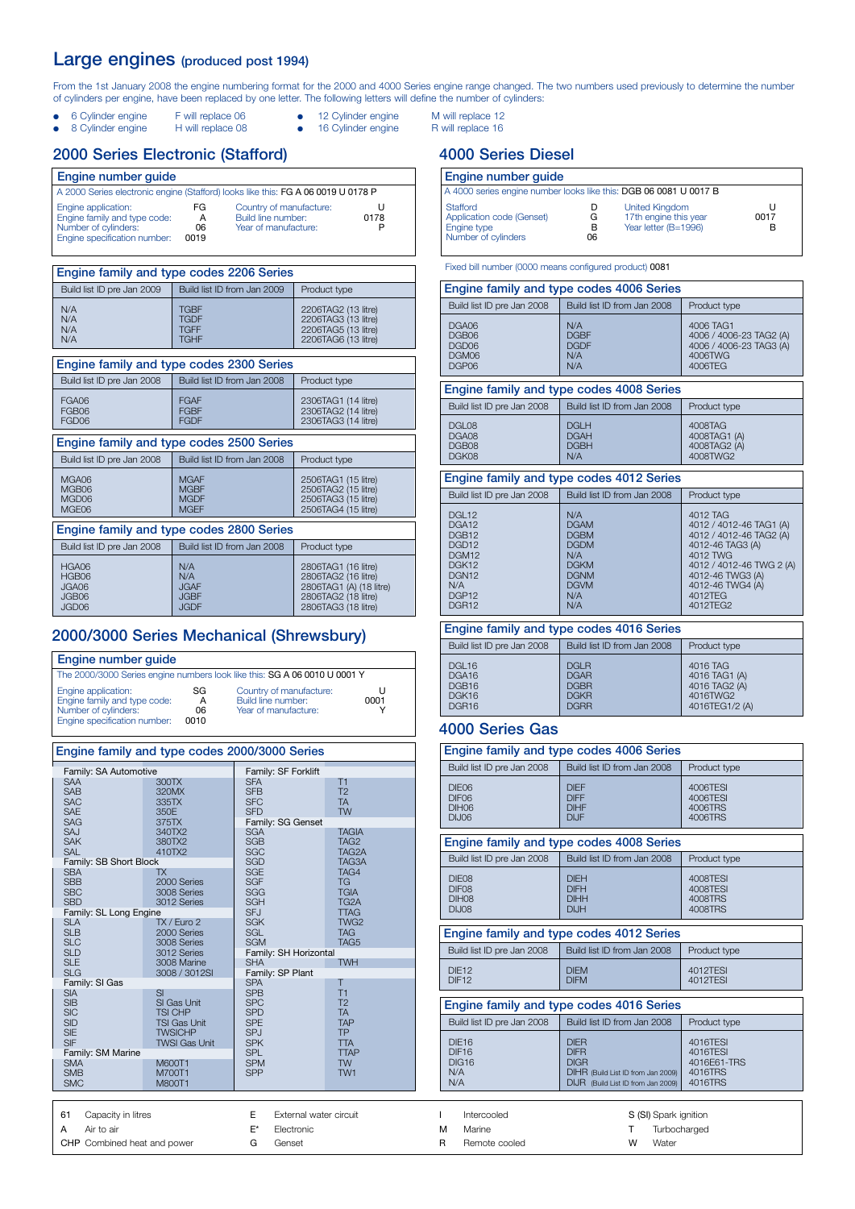# Large engines (produced post 1994)

From the 1st January 2008 the engine numbering format for the 2000 and 4000 Series engine range changed. The two numbers used previously to determine the number of cylinders per engine, have been replaced by one letter. The following letters will define the number of cylinders:

- 6 Cylinder engine — F will replace 06
- 8 Cylinder engine — H will replace 08
- 12 Cylinder engine — M will replace 12
- 16 Cylinder engine — R will replace 16

## 2000 Series Electronic (Stafford)

### Engine number guide

A 2000 Series electronic engine (Stafford) looks like this: FG A 06 0019 U 0178 P

| | | | |
|---|---|---|---|
| Engine application: | FG | Country of manufacture: | U |
| Engine family and type code: | A | Build line number: | 0178 |
| Number of cylinders: | 06 | Year of manufacture: | P |
| Engine specification number: | 0019 | | |

### Engine family and type codes 2206 Series

| Build list ID pre Jan 2009 | Build list ID from Jan 2009 | Product type |
|---|---|---|
| N/A | TGBF | 2206TAG2 (13 litre) |
| N/A | TGDF | 2206TAG3 (13 litre) |
| N/A | TGFF | 2206TAG5 (13 litre) |
| N/A | TGHF | 2206TAG6 (13 litre) |

### Engine family and type codes 2300 Series

| Build list ID pre Jan 2008 | Build list ID from Jan 2008 | Product type |
|---|---|---|
| FGA06 | FGAF | 2306TAG1 (14 litre) |
| FGB06 | FGBF | 2306TAG2 (14 litre) |
| FGD06 | FGDF | 2306TAG3 (14 litre) |

### Engine family and type codes 2500 Series

| Build list ID pre Jan 2008 | Build list ID from Jan 2008 | Product type |
|---|---|---|
| MGA06 | MGAF | 2506TAG1 (15 litre) |
| MGB06 | MGBF | 2506TAG2 (15 litre) |
| MGD06 | MGDF | 2506TAG3 (15 litre) |
| MGE06 | MGEF | 2506TAG4 (15 litre) |

### Engine family and type codes 2800 Series

| Build list ID pre Jan 2008 | Build list ID from Jan 2008 | Product type |
|---|---|---|
| HGA06 | N/A | 2806TAG1 (16 litre) |
| HGB06 | N/A | 2806TAG2 (16 litre) |
| JGA06 | JGAF | 2806TAG1 (A) (18 litre) |
| JGB06 | JGBF | 2806TAG2 (18 litre) |
| JGD06 | JGDF | 2806TAG3 (18 litre) |

## 2000/3000 Series Mechanical (Shrewsbury)

### Engine number guide

The 2000/3000 Series engine numbers look like this: SG A 06 0010 U 0001 Y

| | | | |
|---|---|---|---|
| Engine application: | SG | Country of manufacture: | U |
| Engine family and type code: | A | Build line number: | 0001 |
| Number of cylinders: | 06 | Year of manufacture: | Y |
| Engine specification number: | 0010 | | |

### Engine family and type codes 2000/3000 Series

| Code | Type | Code | Type |
|---|---|---|---|
| **Family: SA Automotive** | | **Family: SF Forklift** | |
| SAA | 300TX | SFA | T1 |
| SAB | 320MX | SFB | T2 |
| SAC | 335TX | SFC | TA |
| SAE | 350E | SFD | TW |
| SAG | 375TX | **Family: SG Genset** | |
| SAJ | 340TX2 | SGA | TAGIA |
| SAK | 380TX2 | SGB | TAG2 |
| SAL | 410TX2 | SGC | TAG2A |
| **Family: SB Short Block** | | SGD | TAG3A |
| SBA | TX | SGE | TAG4 |
| SBB | 2000 Series | SGF | TG |
| SBC | 3008 Series | SGG | TGIA |
| SBD | 3012 Series | SGH | TG2A |
| **Family: SL Long Engine** | | SFJ | TTAG |
| SLA | TX / Euro 2 | SGK | TWG2 |
| SLB | 2000 Series | SGL | TAG |
| SLC | 3008 Series | SGM | TAG5 |
| SLD | 3012 Series | **Family: SH Horizontal** | |
| SLE | 3008 Marine | SHA | TWH |
| SLG | 3008 / 3012SI | **Family: SP Plant** | |
| **Family: SI Gas** | | SPA | T |
| SIA | SI | SPB | T1 |
| SIB | SI Gas Unit | SPC | T2 |
| SIC | TSI CHP | SPD | TA |
| SID | TSI Gas Unit | SPE | TAP |
| SIE | TWSICHP | SPJ | TP |
| SIF | TWSI Gas Unit | SPK | TTA |
| **Family: SM Marine** | | SPL | TTAP |
| SMA | M600T1 | SPM | TW |
| SMB | M700T1 | SPP | TW1 |
| SMC | M800T1 | | |

## 4000 Series Diesel

### Engine number guide

A 4000 series engine number looks like this: DGB 06 0081 U 0017 B

| | | | |
|---|---|---|---|
| Stafford | D | United Kingdom | U |
| Application code (Genset) | G | 17th engine this year | 0017 |
| Engine type | B | Year letter (B=1996) | B |
| Number of cylinders | 06 | | |

Fixed bill number (0000 means configured product) 0081

### Engine family and type codes 4006 Series

| Build list ID pre Jan 2008 | Build list ID from Jan 2008 | Product type |
|---|---|---|
| DGA06 | N/A | 4006 TAG1 |
| DGB06 | DGBF | 4006 / 4006-23 TAG2 (A) |
| DGD06 | DGDF | 4006 / 4006-23 TAG3 (A) |
| DGM06 | N/A | 4006TWG |
| DGP06 | N/A | 4006TEG |

### Engine family and type codes 4008 Series

| Build list ID pre Jan 2008 | Build list ID from Jan 2008 | Product type |
|---|---|---|
| DGL08 | DGLH | 4008TAG |
| DGA08 | DGAH | 4008TAG1 (A) |
| DGB08 | DGBH | 4008TAG2 (A) |
| DGK08 | N/A | 4008TWG2 |

### Engine family and type codes 4012 Series

| Build list ID pre Jan 2008 | Build list ID from Jan 2008 | Product type |
|---|---|---|
| DGL12 | N/A | 4012 TAG |
| DGA12 | DGAM | 4012 / 4012-46 TAG1 (A) |
| DGB12 | DGBM | 4012 / 4012-46 TAG2 (A) |
| DGD12 | DGDM | 4012-46 TAG3 (A) |
| DGM12 | N/A | 4012 TWG |
| DGK12 | DGKM | 4012 / 4012-46 TWG 2 (A) |
| DGN12 | DGNM | 4012-46 TWG3 (A) |
| N/A | DGVM | 4012-46 TWG4 (A) |
| DGP12 | N/A | 4012TEG |
| DGR12 | N/A | 4012TEG2 |

### Engine family and type codes 4016 Series

| Build list ID pre Jan 2008 | Build list ID from Jan 2008 | Product type |
|---|---|---|
| DGL16 | DGLR | 4016 TAG |
| DGA16 | DGAR | 4016 TAG1 (A) |
| DGB16 | DGBR | 4016 TAG2 (A) |
| DGK16 | DGKR | 4016TWG2 |
| DGR16 | DGRR | 4016TEG1/2 (A) |

## 4000 Series Gas

### Engine family and type codes 4006 Series

| Build list ID pre Jan 2008 | Build list ID from Jan 2008 | Product type |
|---|---|---|
| DIE06 | DIEF | 4006TESI |
| DIF06 | DIFF | 4006TESI |
| DIH06 | DIHF | 4006TRS |
| DIJ06 | DIJF | 4006TRS |

### Engine family and type codes 4008 Series

| Build list ID pre Jan 2008 | Build list ID from Jan 2008 | Product type |
|---|---|---|
| DIE08 | DIEH | 4008TESI |
| DIF08 | DIFH | 4008TESI |
| DIH08 | DIHH | 4008TRS |
| DIJ08 | DIJH | 4008TRS |

### Engine family and type codes 4012 Series

| Build list ID pre Jan 2008 | Build list ID from Jan 2008 | Product type |
|---|---|---|
| DIE12 | DIEM | 4012TESI |
| DIF12 | DIFM | 4012TESI |

### Engine family and type codes 4016 Series

| Build list ID pre Jan 2008 | Build list ID from Jan 2008 | Product type |
|---|---|---|
| DIE16 | DIER | 4016TESI |
| DIF16 | DIFR | 4016TESI |
| DIG16 | DIGR | 4016E61-TRS |
| N/A | DIHR (Build List ID from Jan 2009) | 4016TRS |
| N/A | DIJR (Build List ID from Jan 2009) | 4016TRS |

| | | | | | | | |
|---|---|---|---|---|---|---|---|
| 61 | Capacity in litres | E | External water circuit | I | Intercooled | S (SI) | Spark ignition |
| A | Air to air | E* | Electronic | M | Marine | T | Turbocharged |
| CHP | Combined heat and power | G | Genset | R | Remote cooled | W | Water |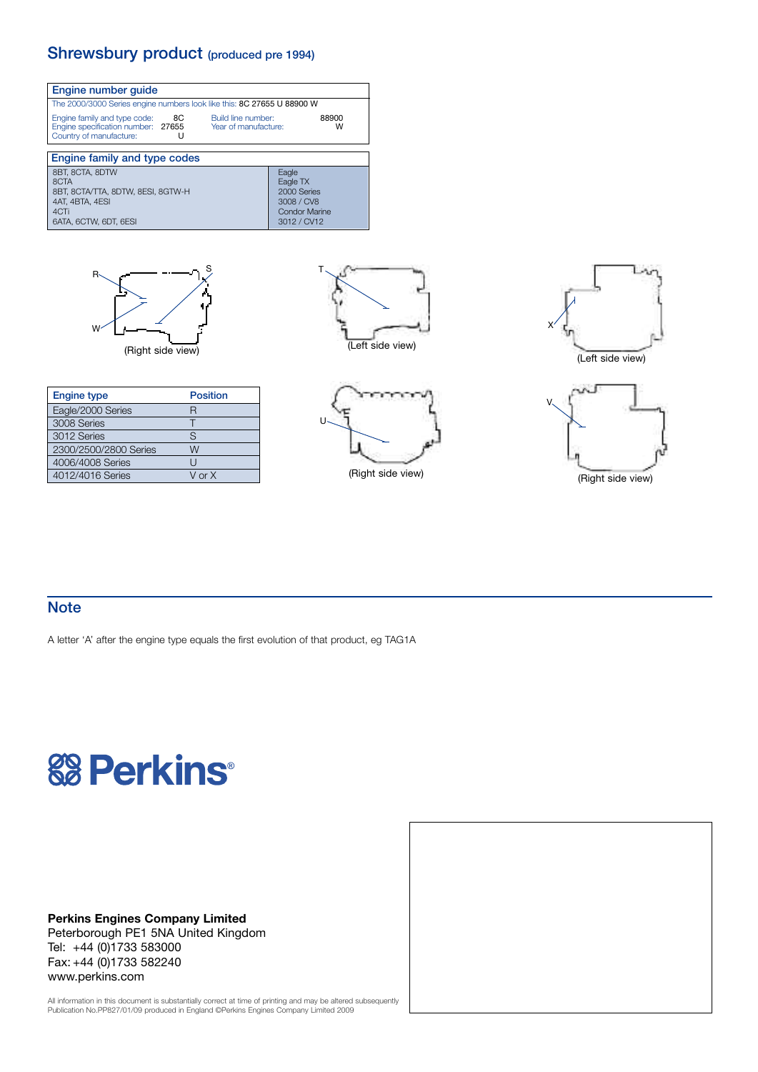## Shrewsbury product (produced pre 1994)

### Engine number guide

The 2000/3000 Series engine numbers look like this: 8C 27655 U 88900 W

| | | | |
|---|---|---|---|
| Engine family and type code: | 8C | Build line number: | 88900 |
| Engine specification number: | 27655 | Year of manufacture: | W |
| Country of manufacture: | U | | |

### Engine family and type codes

| | |
|---|---|
| 8BT, 8CTA, 8DTW | Eagle |
| 8CTA | Eagle TX |
| 8BT, 8CTA/TTA, 8DTW, 8ESI, 8GTW-H | 2000 Series |
| 4AT, 4BTA, 4ESI | 3008 / CV8 |
| 4CTi | Condor Marine |
| 6ATA, 6CTW, 6DT, 6ESI | 3012 / CV12 |

R
S
W
(Right side view)

T
(Left side view)

X
(Left side view)

| Engine type | Position |
|---|---|
| Eagle/2000 Series | R |
| 3008 Series | T |
| 3012 Series | S |
| 2300/2500/2800 Series | W |
| 4006/4008 Series | U |
| 4012/4016 Series | V or X |

U
(Right side view)

V
(Right side view)

## Note

A letter 'A' after the engine type equals the first evolution of that product, eg TAG1A

Perkins®

**Perkins Engines Company Limited**
Peterborough PE1 5NA United Kingdom
Tel: +44 (0)1733 583000
Fax: +44 (0)1733 582240
www.perkins.com

All information in this document is substantially correct at time of printing and may be altered subsequently
Publication No.PP827/01/09 produced in England ©Perkins Engines Company Limited 2009